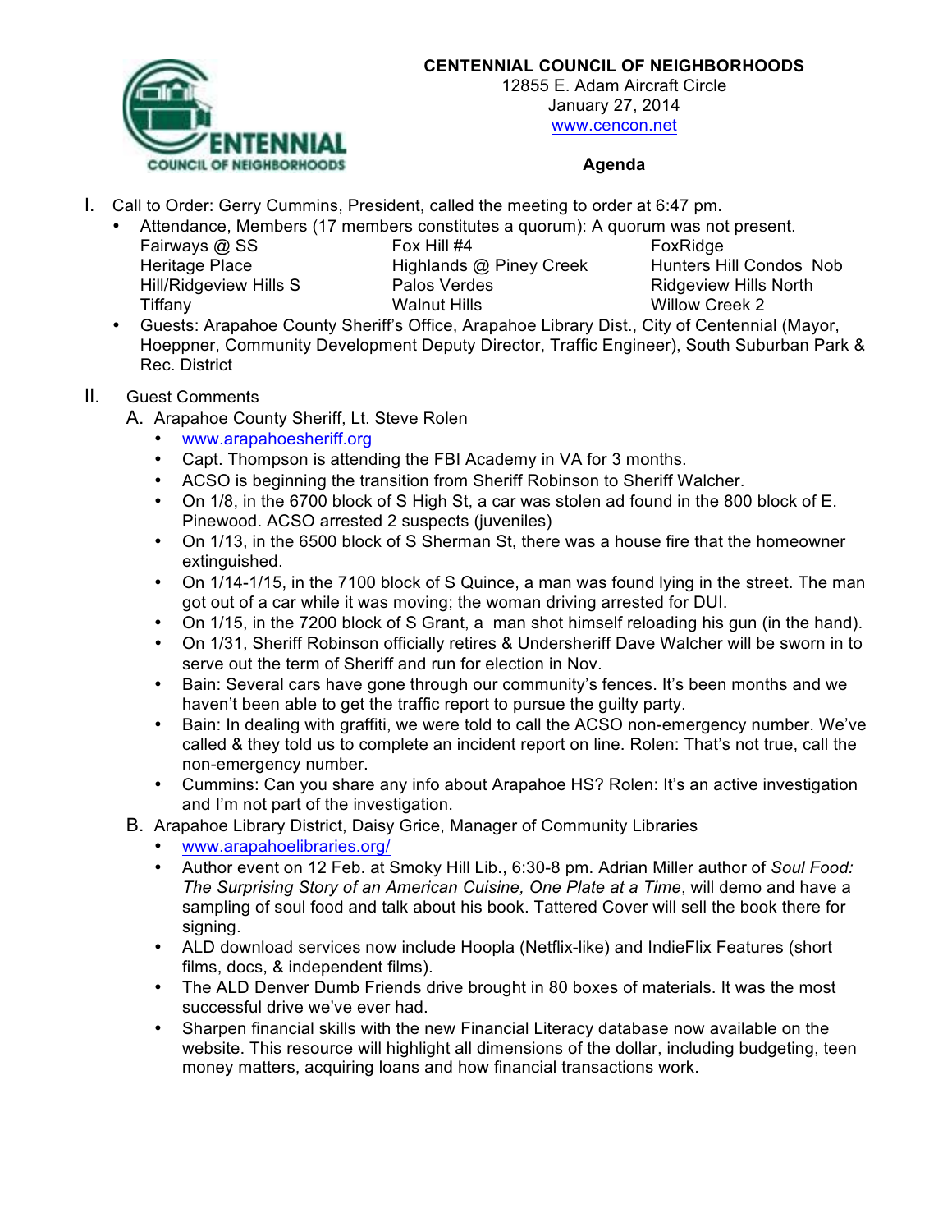**CENTENNIAL COUNCIL OF NEIGHBORHOODS**
12855 E. Adam Aircraft Circle
January 27, 2014
www.cencon.net

**Agenda**

I. Call to Order: Gerry Cummins, President, called the meeting to order at 6:47 pm.
   - Attendance, Members (17 members constitutes a quorum): A quorum was not present.

| | | |
|---|---|---|
| Fairways @ SS | Fox Hill #4 | FoxRidge |
| Heritage Place | Highlands @ Piney Creek | Hunters Hill Condos Nob |
| Hill/Ridgeview Hills S | Palos Verdes | Ridgeview Hills North |
| Tiffany | Walnut Hills | Willow Creek 2 |

   - Guests: Arapahoe County Sheriff's Office, Arapahoe Library Dist., City of Centennial (Mayor, Hoeppner, Community Development Deputy Director, Traffic Engineer), South Suburban Park & Rec. District

II. Guest Comments

A. Arapahoe County Sheriff, Lt. Steve Rolen
   - www.arapahoesheriff.org
   - Capt. Thompson is attending the FBI Academy in VA for 3 months.
   - ACSO is beginning the transition from Sheriff Robinson to Sheriff Walcher.
   - On 1/8, in the 6700 block of S High St, a car was stolen ad found in the 800 block of E. Pinewood. ACSO arrested 2 suspects (juveniles)
   - On 1/13, in the 6500 block of S Sherman St, there was a house fire that the homeowner extinguished.
   - On 1/14-1/15, in the 7100 block of S Quince, a man was found lying in the street. The man got out of a car while it was moving; the woman driving arrested for DUI.
   - On 1/15, in the 7200 block of S Grant, a man shot himself reloading his gun (in the hand).
   - On 1/31, Sheriff Robinson officially retires & Undersheriff Dave Walcher will be sworn in to serve out the term of Sheriff and run for election in Nov.
   - Bain: Several cars have gone through our community's fences. It's been months and we haven't been able to get the traffic report to pursue the guilty party.
   - Bain: In dealing with graffiti, we were told to call the ACSO non-emergency number. We've called & they told us to complete an incident report on line. Rolen: That's not true, call the non-emergency number.
   - Cummins: Can you share any info about Arapahoe HS? Rolen: It's an active investigation and I'm not part of the investigation.

B. Arapahoe Library District, Daisy Grice, Manager of Community Libraries
   - www.arapahoelibraries.org/
   - Author event on 12 Feb. at Smoky Hill Lib., 6:30-8 pm. Adrian Miller author of *Soul Food: The Surprising Story of an American Cuisine, One Plate at a Time*, will demo and have a sampling of soul food and talk about his book. Tattered Cover will sell the book there for signing.
   - ALD download services now include Hoopla (Netflix-like) and IndieFlix Features (short films, docs, & independent films).
   - The ALD Denver Dumb Friends drive brought in 80 boxes of materials. It was the most successful drive we've ever had.
   - Sharpen financial skills with the new Financial Literacy database now available on the website. This resource will highlight all dimensions of the dollar, including budgeting, teen money matters, acquiring loans and how financial transactions work.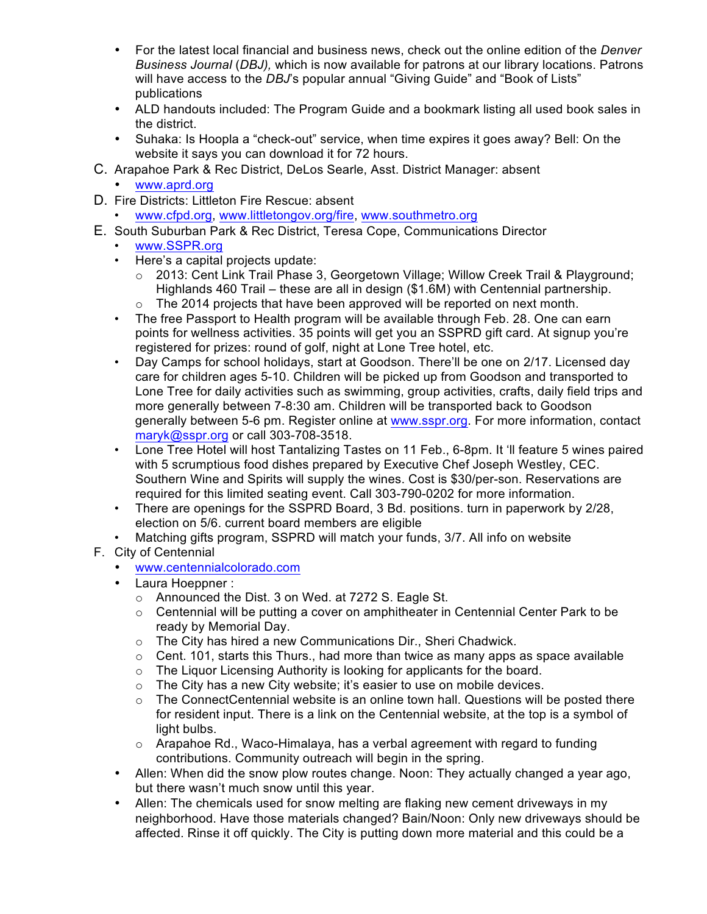- For the latest local financial and business news, check out the online edition of the *Denver Business Journal* (*DBJ*)*,* which is now available for patrons at our library locations. Patrons will have access to the *DBJ*'s popular annual "Giving Guide" and "Book of Lists" publications
- ALD handouts included: The Program Guide and a bookmark listing all used book sales in the district.
- Suhaka: Is Hoopla a "check-out" service, when time expires it goes away? Bell: On the website it says you can download it for 72 hours.

C. Arapahoe Park & Rec District, DeLos Searle, Asst. District Manager: absent
   - www.aprd.org

D. Fire Districts: Littleton Fire Rescue: absent
   - www.cfpd.org, www.littletongov.org/fire, www.southmetro.org

E. South Suburban Park & Rec District, Teresa Cope, Communications Director
   - www.SSPR.org
   - Here's a capital projects update:
     - 2013: Cent Link Trail Phase 3, Georgetown Village; Willow Creek Trail & Playground; Highlands 460 Trail – these are all in design ($1.6M) with Centennial partnership.
     - The 2014 projects that have been approved will be reported on next month.
   - The free Passport to Health program will be available through Feb. 28. One can earn points for wellness activities. 35 points will get you an SSPRD gift card. At signup you're registered for prizes: round of golf, night at Lone Tree hotel, etc.
   - Day Camps for school holidays, start at Goodson. There'll be one on 2/17. Licensed day care for children ages 5-10. Children will be picked up from Goodson and transported to Lone Tree for daily activities such as swimming, group activities, crafts, daily field trips and more generally between 7-8:30 am. Children will be transported back to Goodson generally between 5-6 pm. Register online at www.sspr.org. For more information, contact maryk@sspr.org or call 303-708-3518.
   - Lone Tree Hotel will host Tantalizing Tastes on 11 Feb., 6-8pm. It 'll feature 5 wines paired with 5 scrumptious food dishes prepared by Executive Chef Joseph Westley, CEC. Southern Wine and Spirits will supply the wines. Cost is $30/per-son. Reservations are required for this limited seating event. Call 303-790-0202 for more information.
   - There are openings for the SSPRD Board, 3 Bd. positions. turn in paperwork by 2/28, election on 5/6. current board members are eligible
   - Matching gifts program, SSPRD will match your funds, 3/7. All info on website

F. City of Centennial
   - www.centennialcolorado.com
   - Laura Hoeppner :
     - Announced the Dist. 3 on Wed. at 7272 S. Eagle St.
     - Centennial will be putting a cover on amphitheater in Centennial Center Park to be ready by Memorial Day.
     - The City has hired a new Communications Dir., Sheri Chadwick.
     - Cent. 101, starts this Thurs., had more than twice as many apps as space available
     - The Liquor Licensing Authority is looking for applicants for the board.
     - The City has a new City website; it's easier to use on mobile devices.
     - The ConnectCentennial website is an online town hall. Questions will be posted there for resident input. There is a link on the Centennial website, at the top is a symbol of light bulbs.
     - Arapahoe Rd., Waco-Himalaya, has a verbal agreement with regard to funding contributions. Community outreach will begin in the spring.
   - Allen: When did the snow plow routes change. Noon: They actually changed a year ago, but there wasn't much snow until this year.
   - Allen: The chemicals used for snow melting are flaking new cement driveways in my neighborhood. Have those materials changed? Bain/Noon: Only new driveways should be affected. Rinse it off quickly. The City is putting down more material and this could be a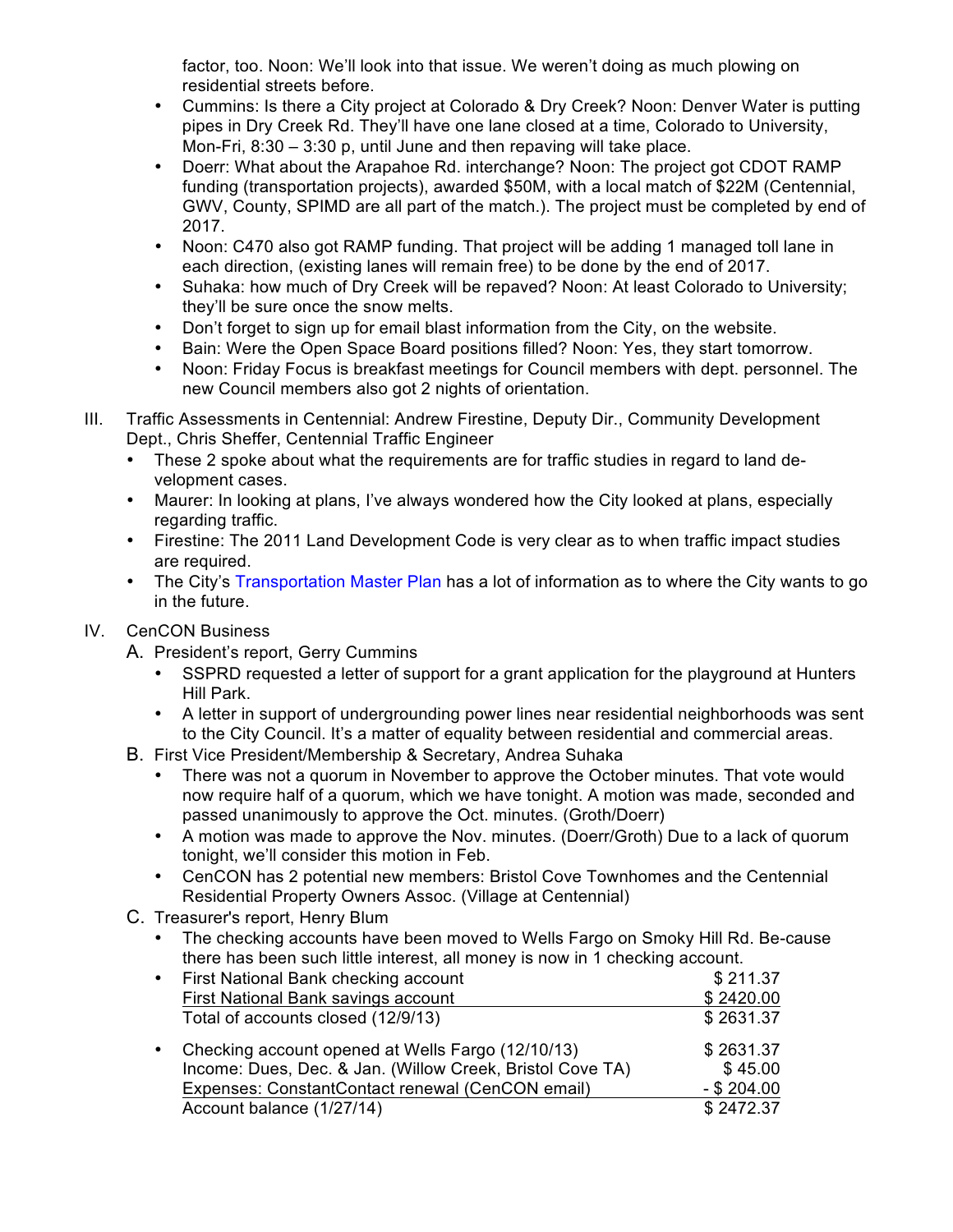factor, too. Noon: We'll look into that issue. We weren't doing as much plowing on residential streets before.

- Cummins: Is there a City project at Colorado & Dry Creek? Noon: Denver Water is putting pipes in Dry Creek Rd. They'll have one lane closed at a time, Colorado to University, Mon-Fri, 8:30 – 3:30 p, until June and then repaving will take place.
- Doerr: What about the Arapahoe Rd. interchange? Noon: The project got CDOT RAMP funding (transportation projects), awarded $50M, with a local match of $22M (Centennial, GWV, County, SPIMD are all part of the match.). The project must be completed by end of 2017.
- Noon: C470 also got RAMP funding. That project will be adding 1 managed toll lane in each direction, (existing lanes will remain free) to be done by the end of 2017.
- Suhaka: how much of Dry Creek will be repaved? Noon: At least Colorado to University; they'll be sure once the snow melts.
- Don't forget to sign up for email blast information from the City, on the website.
- Bain: Were the Open Space Board positions filled? Noon: Yes, they start tomorrow.
- Noon: Friday Focus is breakfast meetings for Council members with dept. personnel. The new Council members also got 2 nights of orientation.

III. Traffic Assessments in Centennial: Andrew Firestine, Deputy Dir., Community Development Dept., Chris Sheffer, Centennial Traffic Engineer

- These 2 spoke about what the requirements are for traffic studies in regard to land de-velopment cases.
- Maurer: In looking at plans, I've always wondered how the City looked at plans, especially regarding traffic.
- Firestine: The 2011 Land Development Code is very clear as to when traffic impact studies are required.
- The City's Transportation Master Plan has a lot of information as to where the City wants to go in the future.

IV. CenCON Business

A. President's report, Gerry Cummins

- SSPRD requested a letter of support for a grant application for the playground at Hunters Hill Park.
- A letter in support of undergrounding power lines near residential neighborhoods was sent to the City Council. It's a matter of equality between residential and commercial areas.

B. First Vice President/Membership & Secretary, Andrea Suhaka

- There was not a quorum in November to approve the October minutes. That vote would now require half of a quorum, which we have tonight. A motion was made, seconded and passed unanimously to approve the Oct. minutes. (Groth/Doerr)
- A motion was made to approve the Nov. minutes. (Doerr/Groth) Due to a lack of quorum tonight, we'll consider this motion in Feb.
- CenCON has 2 potential new members: Bristol Cove Townhomes and the Centennial Residential Property Owners Assoc. (Village at Centennial)

C. Treasurer's report, Henry Blum

- The checking accounts have been moved to Wells Fargo on Smoky Hill Rd. Be-cause there has been such little interest, all money is now in 1 checking account.

| | |
|---|---|
| • First National Bank checking account | $ 211.37 |
| First National Bank savings account | $ 2420.00 |
| Total of accounts closed (12/9/13) | $ 2631.37 |
| • Checking account opened at Wells Fargo (12/10/13) | $ 2631.37 |
| Income: Dues, Dec. & Jan. (Willow Creek, Bristol Cove TA) | $ 45.00 |
| Expenses: ConstantContact renewal (CenCON email) | - $ 204.00 |
| Account balance (1/27/14) | $ 2472.37 |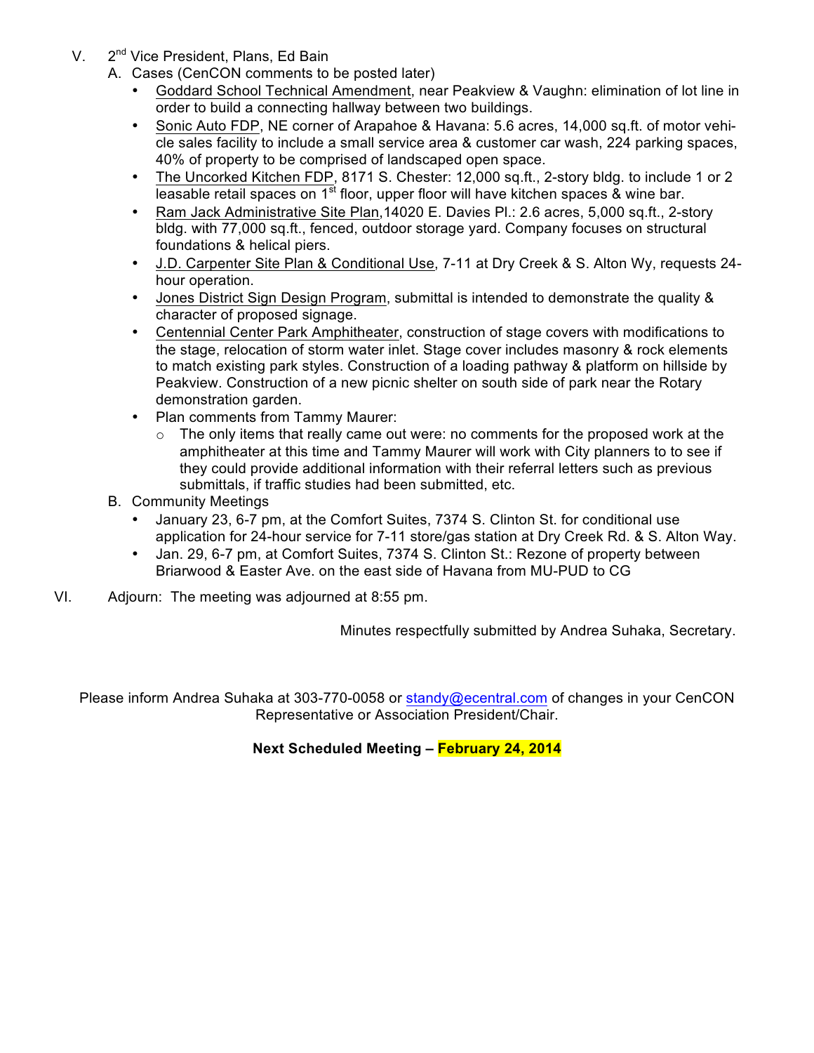V. 2nd Vice President, Plans, Ed Bain

A. Cases (CenCON comments to be posted later)

- Goddard School Technical Amendment, near Peakview & Vaughn: elimination of lot line in order to build a connecting hallway between two buildings.
- Sonic Auto FDP, NE corner of Arapahoe & Havana: 5.6 acres, 14,000 sq.ft. of motor vehicle sales facility to include a small service area & customer car wash, 224 parking spaces, 40% of property to be comprised of landscaped open space.
- The Uncorked Kitchen FDP, 8171 S. Chester: 12,000 sq.ft., 2-story bldg. to include 1 or 2 leasable retail spaces on 1st floor, upper floor will have kitchen spaces & wine bar.
- Ram Jack Administrative Site Plan,14020 E. Davies Pl.: 2.6 acres, 5,000 sq.ft., 2-story bldg. with 77,000 sq.ft., fenced, outdoor storage yard. Company focuses on structural foundations & helical piers.
- J.D. Carpenter Site Plan & Conditional Use, 7-11 at Dry Creek & S. Alton Wy, requests 24-hour operation.
- Jones District Sign Design Program, submittal is intended to demonstrate the quality & character of proposed signage.
- Centennial Center Park Amphitheater, construction of stage covers with modifications to the stage, relocation of storm water inlet. Stage cover includes masonry & rock elements to match existing park styles. Construction of a loading pathway & platform on hillside by Peakview. Construction of a new picnic shelter on south side of park near the Rotary demonstration garden.
- Plan comments from Tammy Maurer:
  - The only items that really came out were: no comments for the proposed work at the amphitheater at this time and Tammy Maurer will work with City planners to to see if they could provide additional information with their referral letters such as previous submittals, if traffic studies had been submitted, etc.

B. Community Meetings

- January 23, 6-7 pm, at the Comfort Suites, 7374 S. Clinton St. for conditional use application for 24-hour service for 7-11 store/gas station at Dry Creek Rd. & S. Alton Way.
- Jan. 29, 6-7 pm, at Comfort Suites, 7374 S. Clinton St.: Rezone of property between Briarwood & Easter Ave. on the east side of Havana from MU-PUD to CG

VI. Adjourn: The meeting was adjourned at 8:55 pm.

Minutes respectfully submitted by Andrea Suhaka, Secretary.

Please inform Andrea Suhaka at 303-770-0058 or standy@ecentral.com of changes in your CenCON Representative or Association President/Chair.

**Next Scheduled Meeting – February 24, 2014**